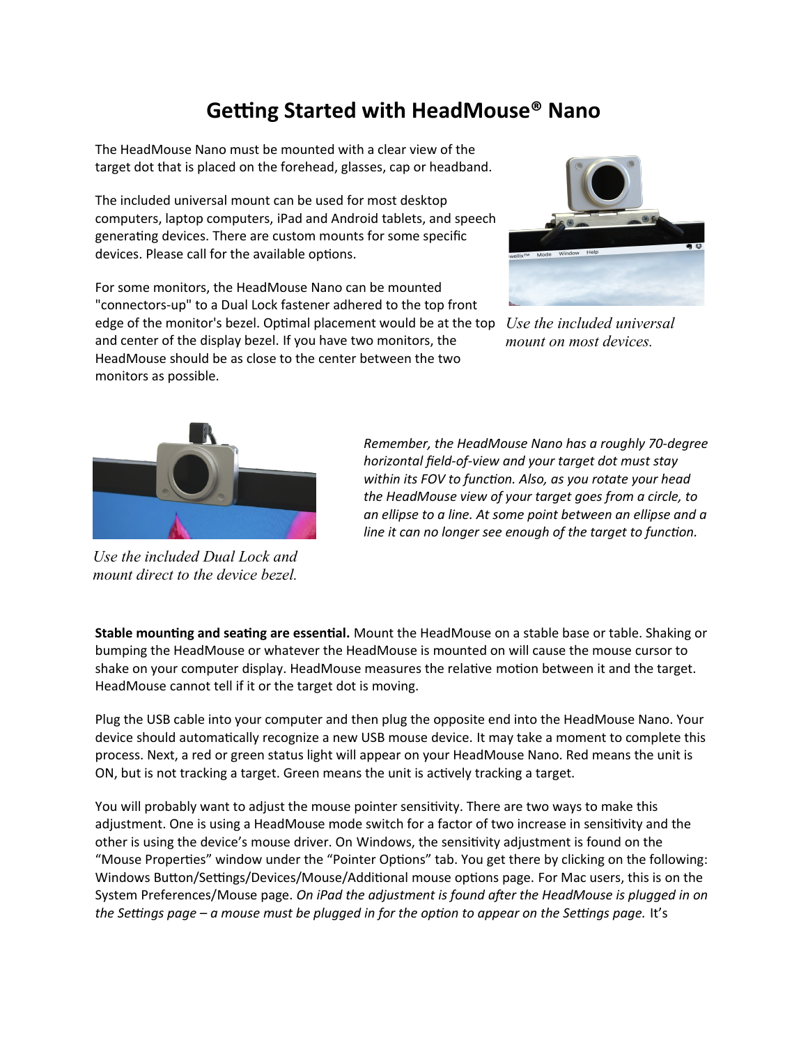# Getting Started with HeadMouse® Nano

The HeadMouse Nano must be mounted with a clear view of the target dot that is placed on the forehead, glasses, cap or headband.

The included universal mount can be used for most desktop computers, laptop computers, iPad and Android tablets, and speech generating devices. There are custom mounts for some specific devices. Please call for the available options.

For some monitors, the HeadMouse Nano can be mounted "connectors-up" to a Dual Lock fastener adhered to the top front edge of the monitor's bezel. Optimal placement would be at the top and center of the display bezel. If you have two monitors, the HeadMouse should be as close to the center between the two monitors as possible.

*Use the included universal mount on most devices.*

*Use the included Dual Lock and mount direct to the device bezel.*

*Remember, the HeadMouse Nano has a roughly 70-degree horizontal field-of-view and your target dot must stay within its FOV to function. Also, as you rotate your head the HeadMouse view of your target goes from a circle, to an ellipse to a line. At some point between an ellipse and a line it can no longer see enough of the target to function.*

**Stable mounting and seating are essential.** Mount the HeadMouse on a stable base or table. Shaking or bumping the HeadMouse or whatever the HeadMouse is mounted on will cause the mouse cursor to shake on your computer display. HeadMouse measures the relative motion between it and the target. HeadMouse cannot tell if it or the target dot is moving.

Plug the USB cable into your computer and then plug the opposite end into the HeadMouse Nano. Your device should automatically recognize a new USB mouse device. It may take a moment to complete this process. Next, a red or green status light will appear on your HeadMouse Nano. Red means the unit is ON, but is not tracking a target. Green means the unit is actively tracking a target.

You will probably want to adjust the mouse pointer sensitivity. There are two ways to make this adjustment. One is using a HeadMouse mode switch for a factor of two increase in sensitivity and the other is using the device's mouse driver. On Windows, the sensitivity adjustment is found on the "Mouse Properties" window under the "Pointer Options" tab. You get there by clicking on the following: Windows Button/Settings/Devices/Mouse/Additional mouse options page. For Mac users, this is on the System Preferences/Mouse page. *On iPad the adjustment is found after the HeadMouse is plugged in on the Settings page – a mouse must be plugged in for the option to appear on the Settings page.* It's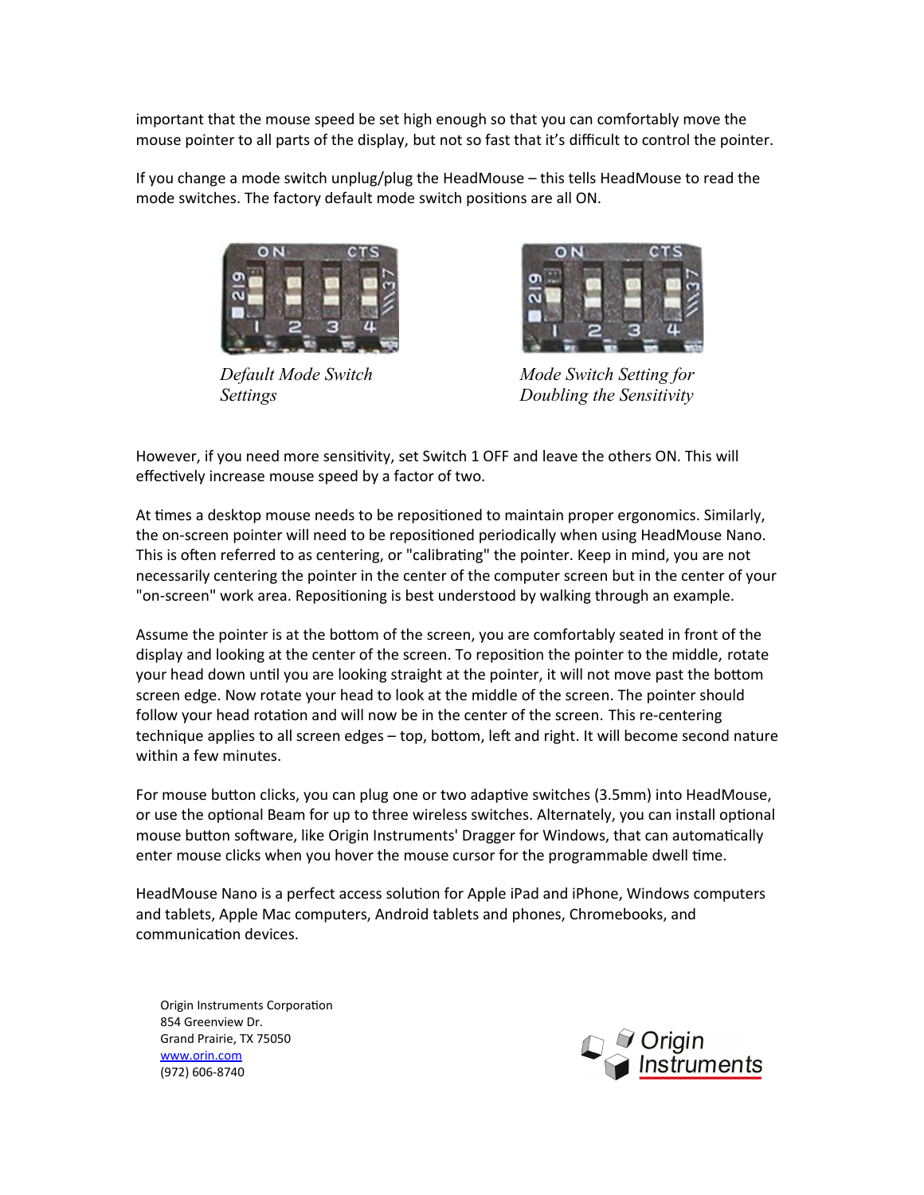important that the mouse speed be set high enough so that you can comfortably move the mouse pointer to all parts of the display, but not so fast that it's difficult to control the pointer.

If you change a mode switch unplug/plug the HeadMouse – this tells HeadMouse to read the mode switches. The factory default mode switch positions are all ON.

*Default Mode Switch Settings*

*Mode Switch Setting for Doubling the Sensitivity*

However, if you need more sensitivity, set Switch 1 OFF and leave the others ON. This will effectively increase mouse speed by a factor of two.

At times a desktop mouse needs to be repositioned to maintain proper ergonomics. Similarly, the on-screen pointer will need to be repositioned periodically when using HeadMouse Nano. This is often referred to as centering, or "calibrating" the pointer. Keep in mind, you are not necessarily centering the pointer in the center of the computer screen but in the center of your "on-screen" work area. Repositioning is best understood by walking through an example.

Assume the pointer is at the bottom of the screen, you are comfortably seated in front of the display and looking at the center of the screen. To reposition the pointer to the middle, rotate your head down until you are looking straight at the pointer, it will not move past the bottom screen edge. Now rotate your head to look at the middle of the screen. The pointer should follow your head rotation and will now be in the center of the screen. This re-centering technique applies to all screen edges – top, bottom, left and right. It will become second nature within a few minutes.

For mouse button clicks, you can plug one or two adaptive switches (3.5mm) into HeadMouse, or use the optional Beam for up to three wireless switches. Alternately, you can install optional mouse button software, like Origin Instruments' Dragger for Windows, that can automatically enter mouse clicks when you hover the mouse cursor for the programmable dwell time.

HeadMouse Nano is a perfect access solution for Apple iPad and iPhone, Windows computers and tablets, Apple Mac computers, Android tablets and phones, Chromebooks, and communication devices.

Origin Instruments Corporation
854 Greenview Dr.
Grand Prairie, TX 75050
[www.orin.com](http://www.orin.com)
(972) 606-8740

Origin Instruments